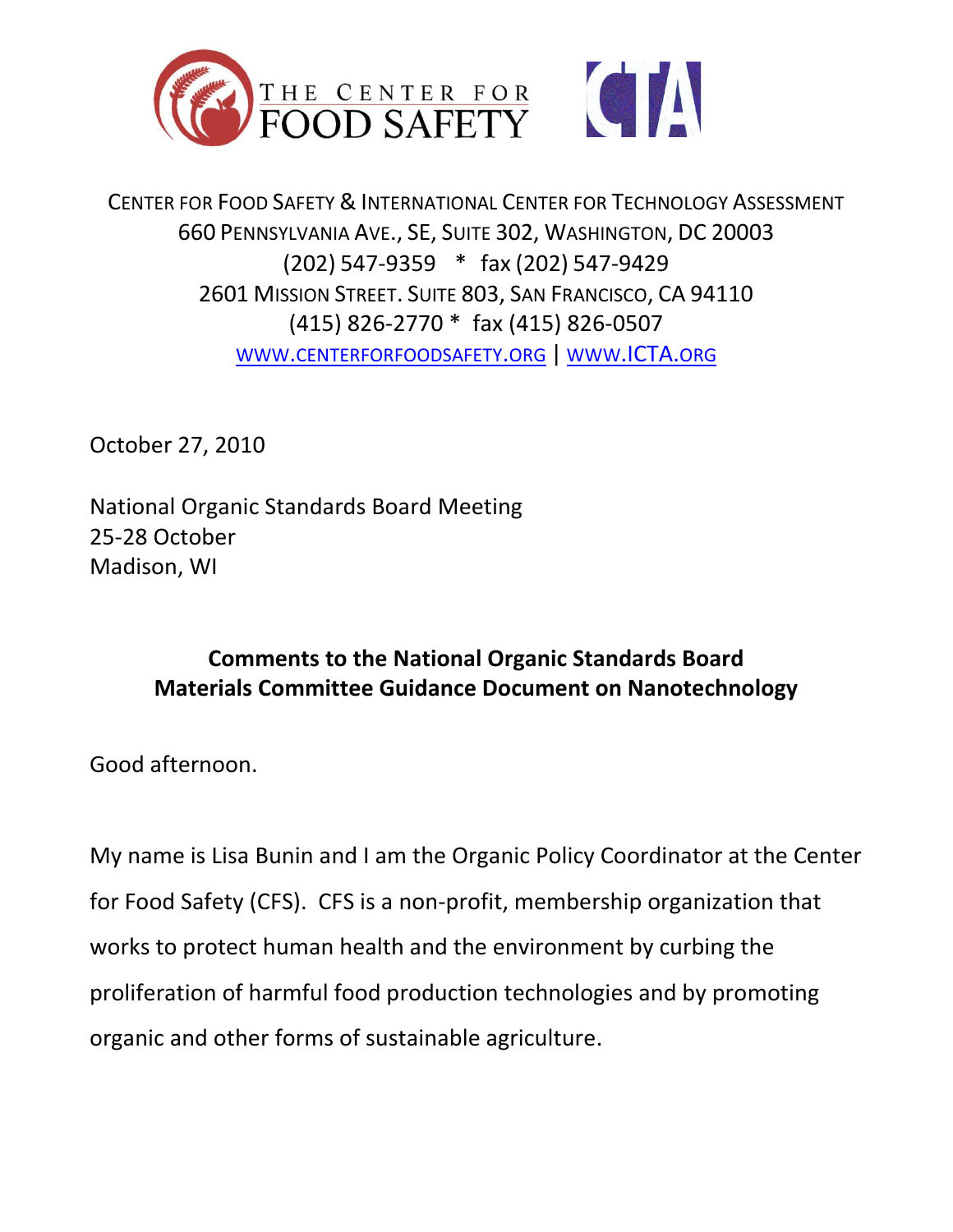THE CENTER FOR FOOD SAFETY

CTA

CENTER FOR FOOD SAFETY & INTERNATIONAL CENTER FOR TECHNOLOGY ASSESSMENT
660 PENNSYLVANIA AVE., SE, SUITE 302, WASHINGTON, DC 20003
(202) 547-9359 * fax (202) 547-9429
2601 MISSION STREET. SUITE 803, SAN FRANCISCO, CA 94110
(415) 826-2770 * fax (415) 826-0507
WWW.CENTERFORFOODSAFETY.ORG | WWW.ICTA.ORG

October 27, 2010

National Organic Standards Board Meeting
25-28 October
Madison, WI

**Comments to the National Organic Standards Board**
**Materials Committee Guidance Document on Nanotechnology**

Good afternoon.

My name is Lisa Bunin and I am the Organic Policy Coordinator at the Center for Food Safety (CFS). CFS is a non-profit, membership organization that works to protect human health and the environment by curbing the proliferation of harmful food production technologies and by promoting organic and other forms of sustainable agriculture.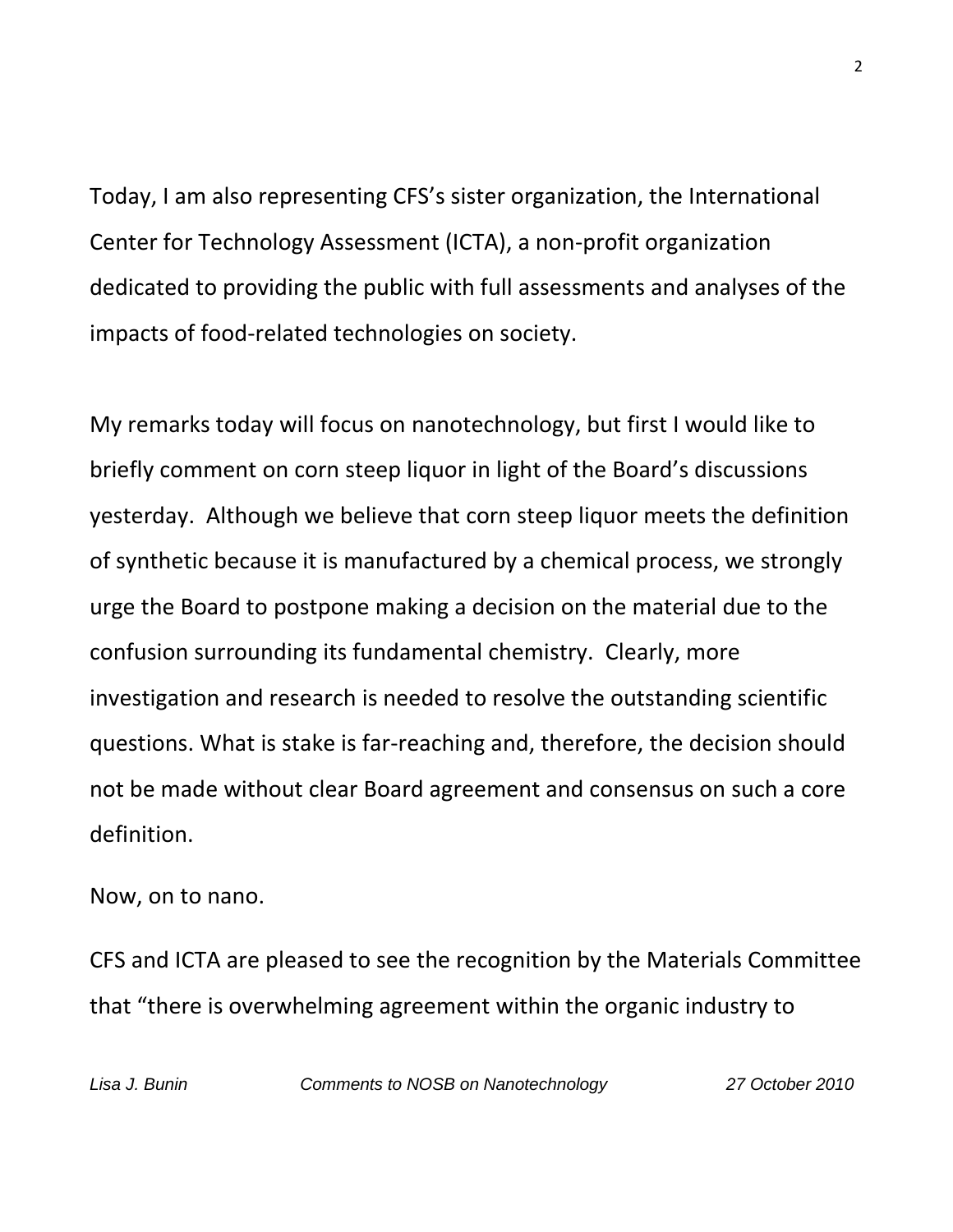Today, I am also representing CFS's sister organization, the International Center for Technology Assessment (ICTA), a non-profit organization dedicated to providing the public with full assessments and analyses of the impacts of food-related technologies on society.

My remarks today will focus on nanotechnology, but first I would like to briefly comment on corn steep liquor in light of the Board's discussions yesterday. Although we believe that corn steep liquor meets the definition of synthetic because it is manufactured by a chemical process, we strongly urge the Board to postpone making a decision on the material due to the confusion surrounding its fundamental chemistry. Clearly, more investigation and research is needed to resolve the outstanding scientific questions. What is stake is far-reaching and, therefore, the decision should not be made without clear Board agreement and consensus on such a core definition.

Now, on to nano.

CFS and ICTA are pleased to see the recognition by the Materials Committee that "there is overwhelming agreement within the organic industry to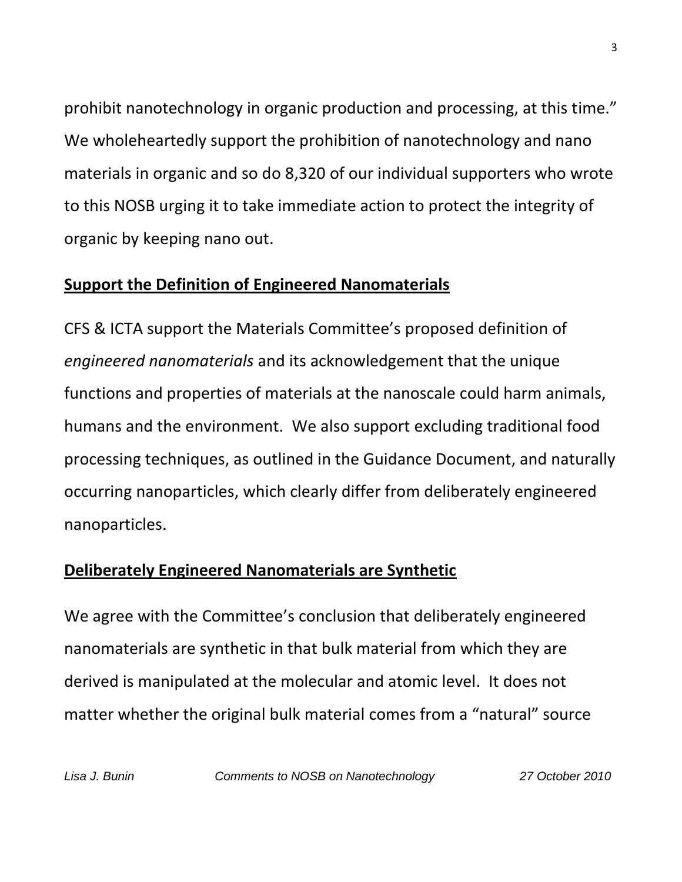prohibit nanotechnology in organic production and processing, at this time." We wholeheartedly support the prohibition of nanotechnology and nano materials in organic and so do 8,320 of our individual supporters who wrote to this NOSB urging it to take immediate action to protect the integrity of organic by keeping nano out.

**Support the Definition of Engineered Nanomaterials**

CFS & ICTA support the Materials Committee's proposed definition of *engineered nanomaterials* and its acknowledgement that the unique functions and properties of materials at the nanoscale could harm animals, humans and the environment. We also support excluding traditional food processing techniques, as outlined in the Guidance Document, and naturally occurring nanoparticles, which clearly differ from deliberately engineered nanoparticles.

**Deliberately Engineered Nanomaterials are Synthetic**

We agree with the Committee's conclusion that deliberately engineered nanomaterials are synthetic in that bulk material from which they are derived is manipulated at the molecular and atomic level. It does not matter whether the original bulk material comes from a "natural" source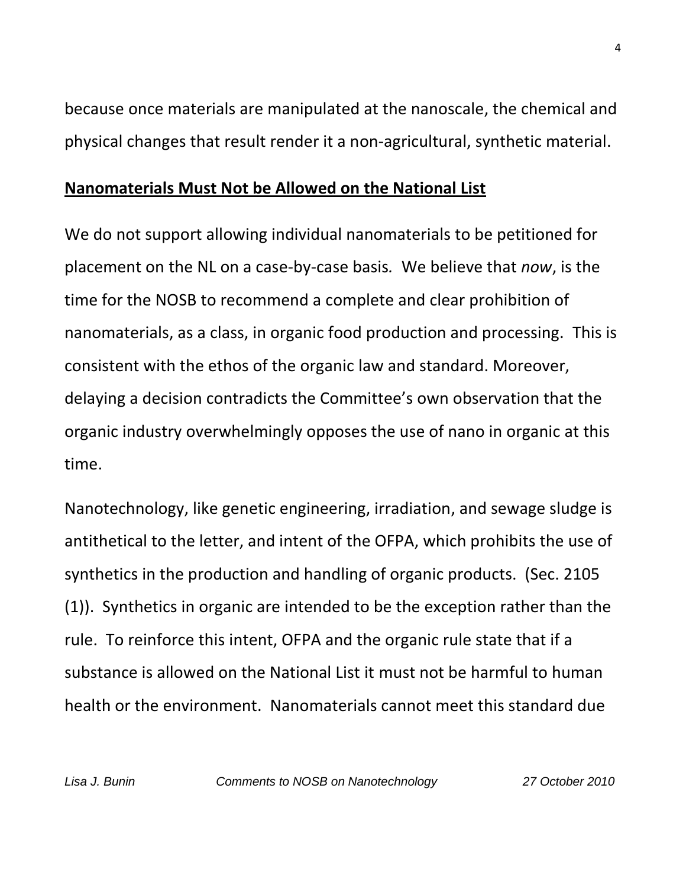because once materials are manipulated at the nanoscale, the chemical and physical changes that result render it a non-agricultural, synthetic material.

## **Nanomaterials Must Not be Allowed on the National List**

We do not support allowing individual nanomaterials to be petitioned for placement on the NL on a case-by-case basis. We believe that *now*, is the time for the NOSB to recommend a complete and clear prohibition of nanomaterials, as a class, in organic food production and processing. This is consistent with the ethos of the organic law and standard. Moreover, delaying a decision contradicts the Committee's own observation that the organic industry overwhelmingly opposes the use of nano in organic at this time.

Nanotechnology, like genetic engineering, irradiation, and sewage sludge is antithetical to the letter, and intent of the OFPA, which prohibits the use of synthetics in the production and handling of organic products. (Sec. 2105 (1)). Synthetics in organic are intended to be the exception rather than the rule. To reinforce this intent, OFPA and the organic rule state that if a substance is allowed on the National List it must not be harmful to human health or the environment. Nanomaterials cannot meet this standard due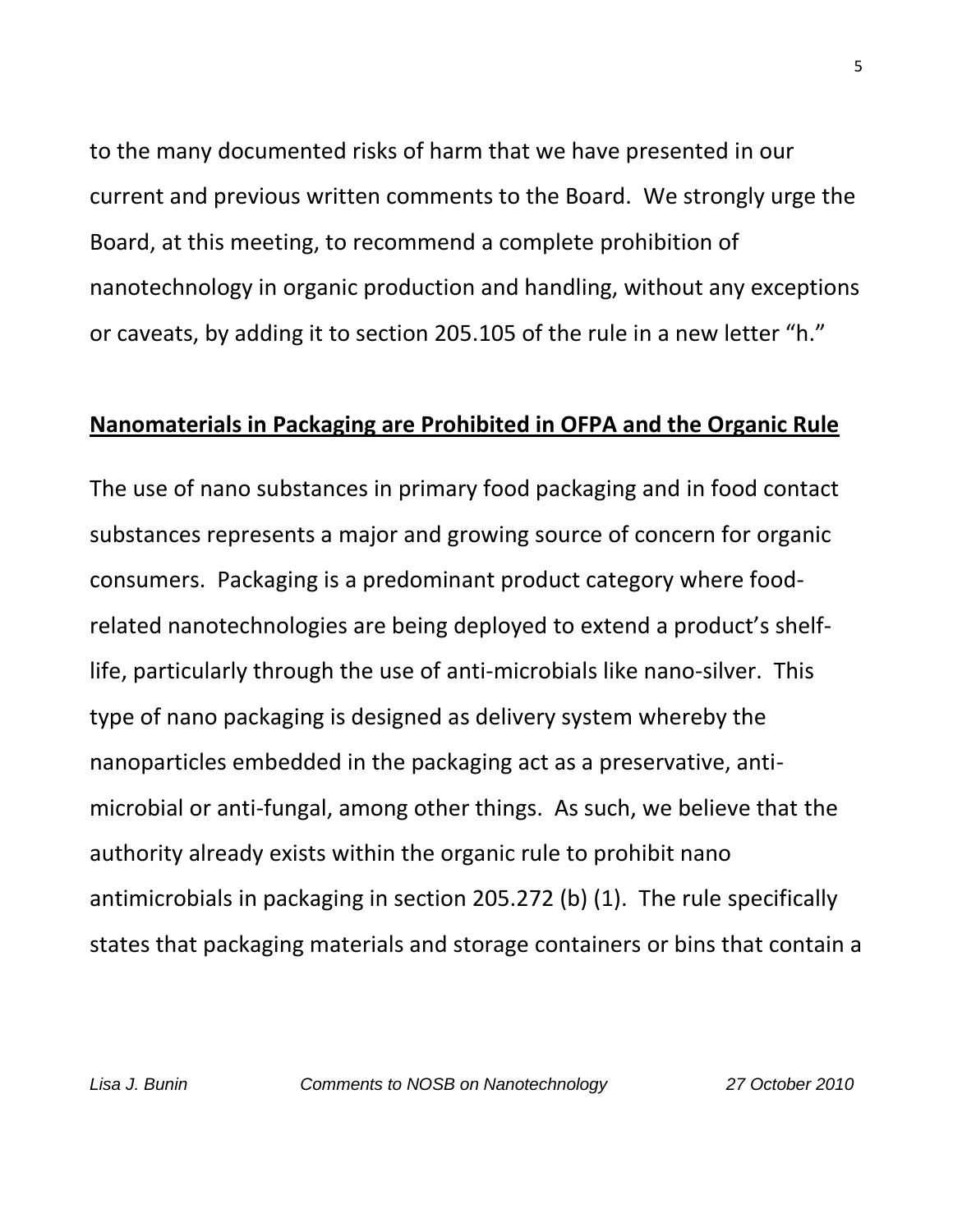to the many documented risks of harm that we have presented in our current and previous written comments to the Board. We strongly urge the Board, at this meeting, to recommend a complete prohibition of nanotechnology in organic production and handling, without any exceptions or caveats, by adding it to section 205.105 of the rule in a new letter "h."

## Nanomaterials in Packaging are Prohibited in OFPA and the Organic Rule

The use of nano substances in primary food packaging and in food contact substances represents a major and growing source of concern for organic consumers. Packaging is a predominant product category where food-related nanotechnologies are being deployed to extend a product's shelf-life, particularly through the use of anti-microbials like nano-silver. This type of nano packaging is designed as delivery system whereby the nanoparticles embedded in the packaging act as a preservative, anti-microbial or anti-fungal, among other things. As such, we believe that the authority already exists within the organic rule to prohibit nano antimicrobials in packaging in section 205.272 (b) (1). The rule specifically states that packaging materials and storage containers or bins that contain a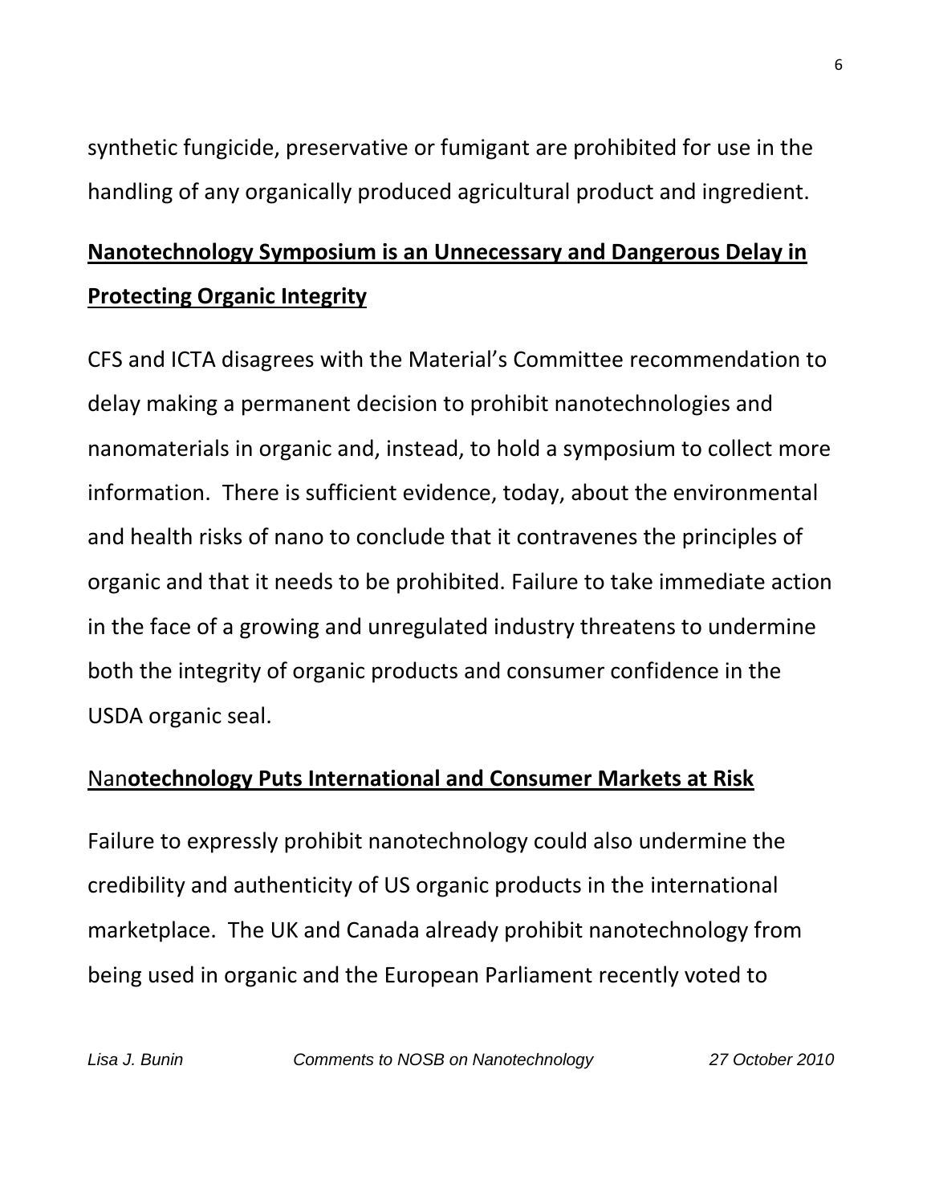synthetic fungicide, preservative or fumigant are prohibited for use in the handling of any organically produced agricultural product and ingredient.

## Nanotechnology Symposium is an Unnecessary and Dangerous Delay in Protecting Organic Integrity

CFS and ICTA disagrees with the Material's Committee recommendation to delay making a permanent decision to prohibit nanotechnologies and nanomaterials in organic and, instead, to hold a symposium to collect more information. There is sufficient evidence, today, about the environmental and health risks of nano to conclude that it contravenes the principles of organic and that it needs to be prohibited. Failure to take immediate action in the face of a growing and unregulated industry threatens to undermine both the integrity of organic products and consumer confidence in the USDA organic seal.

## Nanotechnology Puts International and Consumer Markets at Risk

Failure to expressly prohibit nanotechnology could also undermine the credibility and authenticity of US organic products in the international marketplace. The UK and Canada already prohibit nanotechnology from being used in organic and the European Parliament recently voted to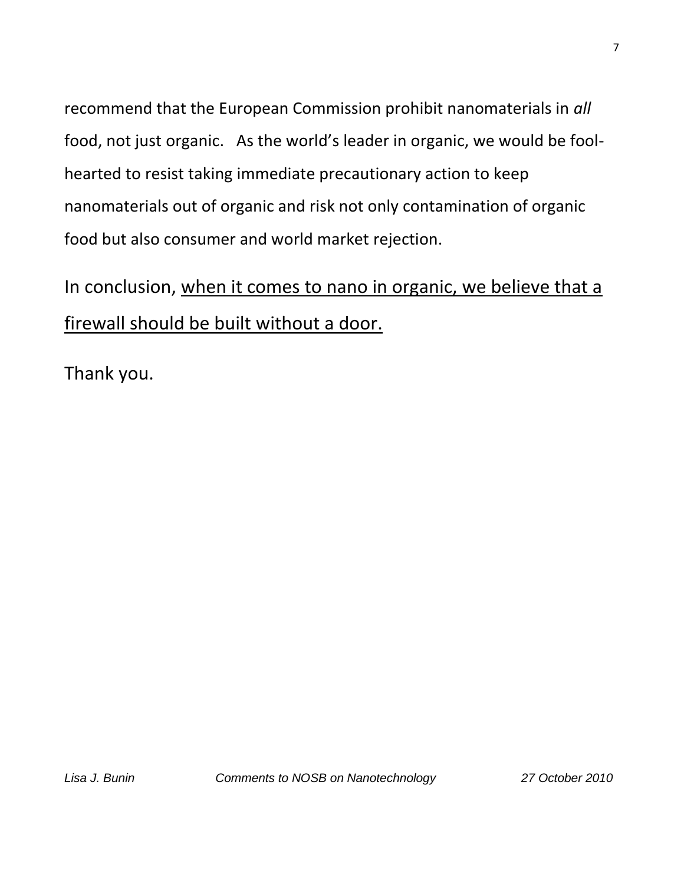recommend that the European Commission prohibit nanomaterials in *all* food, not just organic. As the world's leader in organic, we would be fool-hearted to resist taking immediate precautionary action to keep nanomaterials out of organic and risk not only contamination of organic food but also consumer and world market rejection.

In conclusion, <u>when it comes to nano in organic, we believe that a firewall should be built without a door.</u>

Thank you.